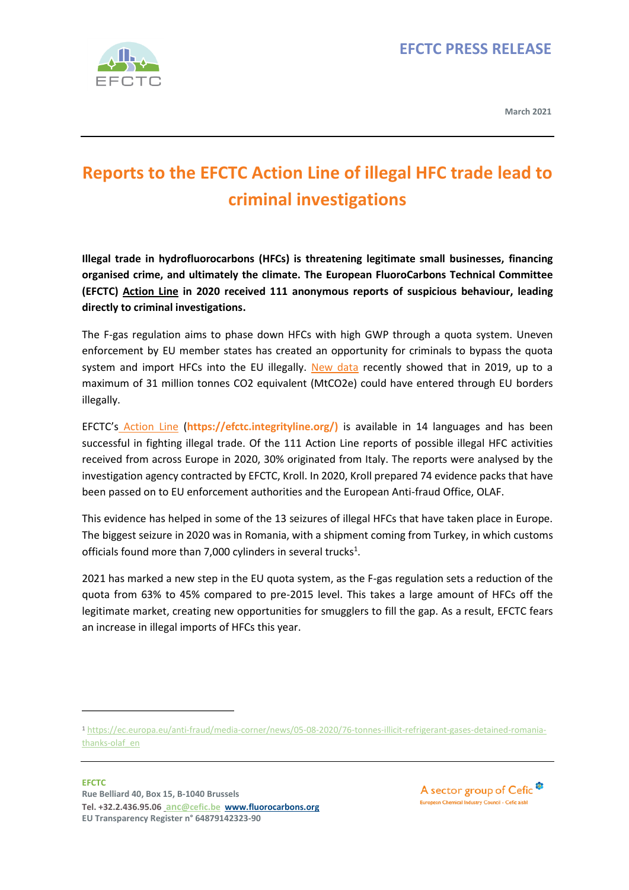**EFCTC PRESS RELEASE**

March 2021

# Reports to the EFCTC Action Line of illegal HFC trade lead to criminal investigations

**Illegal trade in hydrofluorocarbons (HFCs) is threatening legitimate small businesses, financing organised crime, and ultimately the climate. The European FluoroCarbons Technical Committee (EFCTC) Action Line in 2020 received 111 anonymous reports of suspicious behaviour, leading directly to criminal investigations.**

The F-gas regulation aims to phase down HFCs with high GWP through a quota system. Uneven enforcement by EU member states has created an opportunity for criminals to bypass the quota system and import HFCs into the EU illegally. New data recently showed that in 2019, up to a maximum of 31 million tonnes CO2 equivalent (MtCO2e) could have entered through EU borders illegally.

EFCTC's Action Line (**https://efctc.integrityline.org/)**) is available in 14 languages and has been successful in fighting illegal trade. Of the 111 Action Line reports of possible illegal HFC activities received from across Europe in 2020, 30% originated from Italy. The reports were analysed by the investigation agency contracted by EFCTC, Kroll. In 2020, Kroll prepared 74 evidence packs that have been passed on to EU enforcement authorities and the European Anti-fraud Office, OLAF.

This evidence has helped in some of the 13 seizures of illegal HFCs that have taken place in Europe. The biggest seizure in 2020 was in Romania, with a shipment coming from Turkey, in which customs officials found more than 7,000 cylinders in several trucks[1].

2021 has marked a new step in the EU quota system, as the F-gas regulation sets a reduction of the quota from 63% to 45% compared to pre-2015 level. This takes a large amount of HFCs off the legitimate market, creating new opportunities for smugglers to fill the gap. As a result, EFCTC fears an increase in illegal imports of HFCs this year.

---

[1] https://ec.europa.eu/anti-fraud/media-corner/news/05-08-2020/76-tonnes-illicit-refrigerant-gases-detained-romania-thanks-olaf_en

**EFCTC**
Rue Belliard 40, Box 15, B-1040 Brussels
Tel. +32.2.436.95.06 anc@cefic.be www.fluorocarbons.org
EU Transparency Register n° 64879142323-90

A sector group of Cefic
European Chemical Industry Council - Cefic aisbl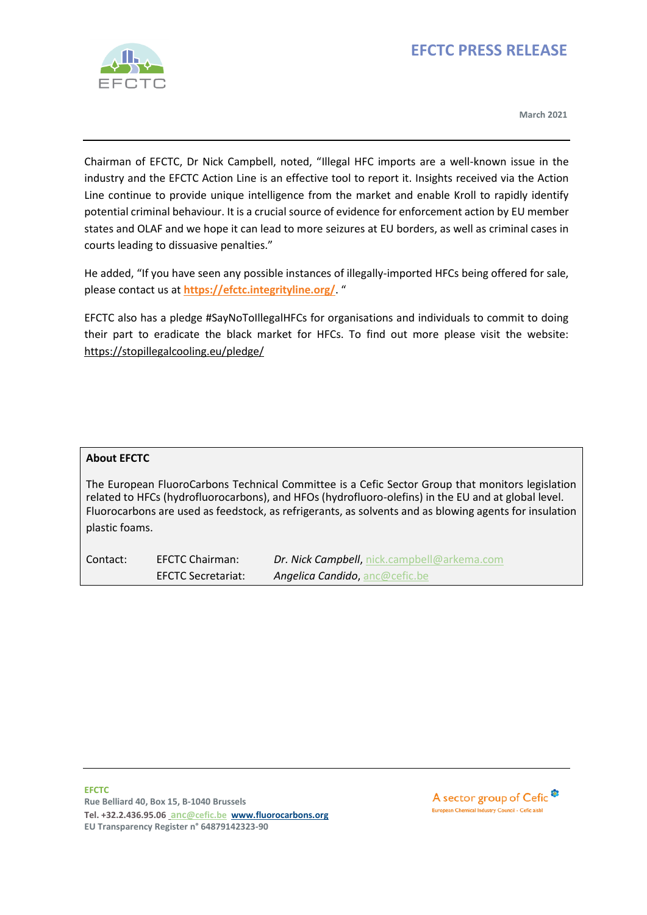Chairman of EFCTC, Dr Nick Campbell, noted, "Illegal HFC imports are a well-known issue in the industry and the EFCTC Action Line is an effective tool to report it. Insights received via the Action Line continue to provide unique intelligence from the market and enable Kroll to rapidly identify potential criminal behaviour. It is a crucial source of evidence for enforcement action by EU member states and OLAF and we hope it can lead to more seizures at EU borders, as well as criminal cases in courts leading to dissuasive penalties."

He added, "If you have seen any possible instances of illegally-imported HFCs being offered for sale, please contact us at **https://efctc.integrityline.org/**. "

EFCTC also has a pledge #SayNoToIllegalHFCs for organisations and individuals to commit to doing their part to eradicate the black market for HFCs. To find out more please visit the website: https://stopillegalcooling.eu/pledge/

**About EFCTC**

The European FluoroCarbons Technical Committee is a Cefic Sector Group that monitors legislation related to HFCs (hydrofluorocarbons), and HFOs (hydrofluoro-olefins) in the EU and at global level. Fluorocarbons are used as feedstock, as refrigerants, as solvents and as blowing agents for insulation plastic foams.

| | | |
|---|---|---|
| Contact: | EFCTC Chairman: | *Dr. Nick Campbell*, nick.campbell@arkema.com |
| | EFCTC Secretariat: | *Angelica Candido*, anc@cefic.be |